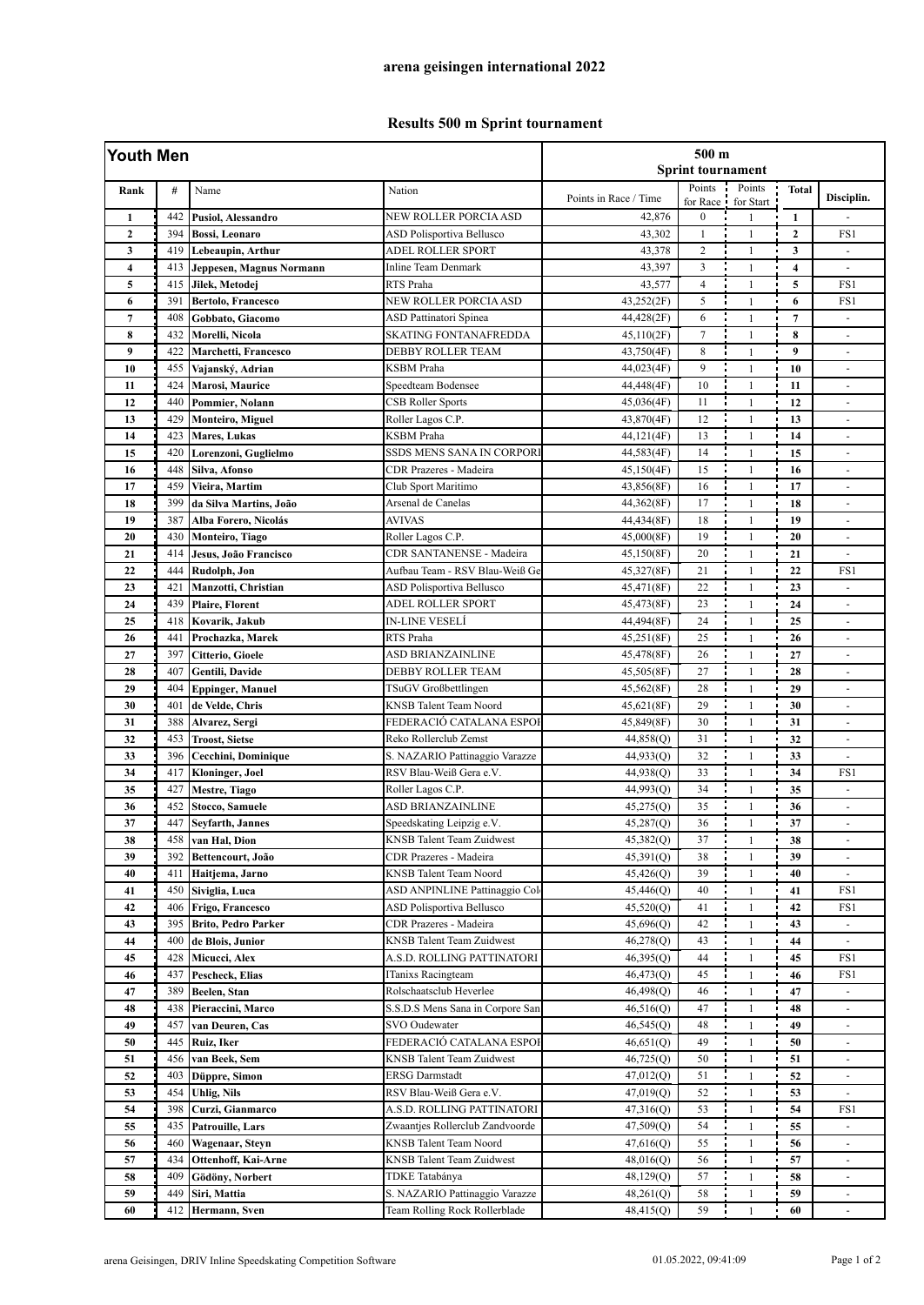# arena geisingen international 2022

## Results 500 m Sprint tournament

| Youth Men | | | | 500 m Sprint tournament | | | | |
|---|---|---|---|---|---|---|---|---|
| Rank | # | Name | Nation | Points in Race / Time | Points for Race | Points for Start | Total | Disciplin. |
| 1 | 442 | **Pusiol, Alessandro** | NEW ROLLER PORCIA ASD | 42,876 | 0 | 1 | 1 | - |
| 2 | 394 | **Bossi, Leonardo** | ASD Polisportiva Bellusco | 43,302 | 1 | 1 | 2 | FS1 |
| 3 | 419 | **Lebeaupin, Arthur** | ADEL ROLLER SPORT | 43,378 | 2 | 1 | 3 | - |
| 4 | 413 | **Jeppesen, Magnus Normann** | Inline Team Denmark | 43,397 | 3 | 1 | 4 | - |
| 5 | 415 | **Jilek, Metodej** | RTS Praha | 43,577 | 4 | 1 | 5 | FS1 |
| 6 | 391 | **Bertolo, Francesco** | NEW ROLLER PORCIA ASD | 43,252(2F) | 5 | 1 | 6 | FS1 |
| 7 | 408 | **Gobbato, Giacomo** | ASD Pattinatori Spinea | 44,428(2F) | 6 | 1 | 7 | - |
| 8 | 432 | **Morelli, Nicola** | SKATING FONTANAFREDDA | 45,110(2F) | 7 | 1 | 8 | - |
| 9 | 422 | **Marchetti, Francesco** | DEBBY ROLLER TEAM | 43,750(4F) | 8 | 1 | 9 | - |
| 10 | 455 | **Vajanský, Adrian** | KSBM Praha | 44,023(4F) | 9 | 1 | 10 | - |
| 11 | 424 | **Marosi, Maurice** | Speedteam Bodensee | 44,448(4F) | 10 | 1 | 11 | - |
| 12 | 440 | **Pommier, Nolann** | CSB Roller Sports | 45,036(4F) | 11 | 1 | 12 | - |
| 13 | 429 | **Monteiro, Miguel** | Roller Lagos C.P. | 43,870(4F) | 12 | 1 | 13 | - |
| 14 | 423 | **Mares, Lukas** | KSBM Praha | 44,121(4F) | 13 | 1 | 14 | - |
| 15 | 420 | **Lorenzoni, Guglielmo** | SSDS MENS SANA IN CORPORI | 44,583(4F) | 14 | 1 | 15 | - |
| 16 | 448 | **Silva, Afonso** | CDR Prazeres - Madeira | 45,150(4F) | 15 | 1 | 16 | - |
| 17 | 459 | **Vieira, Martim** | Club Sport Maritimo | 43,856(8F) | 16 | 1 | 17 | - |
| 18 | 399 | **da Silva Martins, João** | Arsenal de Canelas | 44,362(8F) | 17 | 1 | 18 | - |
| 19 | 387 | **Alba Forero, Nicolás** | AVIVAS | 44,434(8F) | 18 | 1 | 19 | - |
| 20 | 430 | **Monteiro, Tiago** | Roller Lagos C.P. | 45,000(8F) | 19 | 1 | 20 | - |
| 21 | 414 | **Jesus, João Francisco** | CDR SANTANENSE - Madeira | 45,150(8F) | 20 | 1 | 21 | - |
| 22 | 444 | **Rudolph, Jon** | Aufbau Team - RSV Blau-Weiß Ge | 45,327(8F) | 21 | 1 | 22 | FS1 |
| 23 | 421 | **Manzotti, Christian** | ASD Polisportiva Bellusco | 45,471(8F) | 22 | 1 | 23 | - |
| 24 | 439 | **Plaire, Florent** | ADEL ROLLER SPORT | 45,473(8F) | 23 | 1 | 24 | - |
| 25 | 418 | **Kovarik, Jakub** | IN-LINE VESELÍ | 44,494(8F) | 24 | 1 | 25 | - |
| 26 | 441 | **Prochazka, Marek** | RTS Praha | 45,251(8F) | 25 | 1 | 26 | - |
| 27 | 397 | **Citterio, Gioele** | ASD BRIANZAINLINE | 45,478(8F) | 26 | 1 | 27 | - |
| 28 | 407 | **Gentili, Davide** | DEBBY ROLLER TEAM | 45,505(8F) | 27 | 1 | 28 | - |
| 29 | 404 | **Eppinger, Manuel** | TSuGV Großbettlingen | 45,562(8F) | 28 | 1 | 29 | - |
| 30 | 401 | **de Velde, Chris** | KNSB Talent Team Noord | 45,621(8F) | 29 | 1 | 30 | - |
| 31 | 388 | **Alvarez, Sergi** | FEDERACIÓ CATALANA ESPOI | 45,849(8F) | 30 | 1 | 31 | - |
| 32 | 453 | **Troost, Sietse** | Reko Rollerclub Zemst | 44,858(Q) | 31 | 1 | 32 | - |
| 33 | 396 | **Cecchini, Dominique** | S. NAZARIO Pattinaggio Varazze | 44,933(Q) | 32 | 1 | 33 | - |
| 34 | 417 | **Kloninger, Joel** | RSV Blau-Weiß Gera e.V. | 44,938(Q) | 33 | 1 | 34 | FS1 |
| 35 | 427 | **Mestre, Tiago** | Roller Lagos C.P. | 44,993(Q) | 34 | 1 | 35 | - |
| 36 | 452 | **Stocco, Samuele** | ASD BRIANZAINLINE | 45,275(Q) | 35 | 1 | 36 | - |
| 37 | 447 | **Seyfarth, Jannes** | Speedskating Leipzig e.V. | 45,287(Q) | 36 | 1 | 37 | - |
| 38 | 458 | **van Hal, Dion** | KNSB Talent Team Zuidwest | 45,382(Q) | 37 | 1 | 38 | - |
| 39 | 392 | **Bettencourt, João** | CDR Prazeres - Madeira | 45,391(Q) | 38 | 1 | 39 | - |
| 40 | 411 | **Haitjema, Jarno** | KNSB Talent Team Noord | 45,426(Q) | 39 | 1 | 40 | - |
| 41 | 450 | **Siviglia, Luca** | ASD ANPINLINE Pattinaggio Col | 45,446(Q) | 40 | 1 | 41 | FS1 |
| 42 | 406 | **Frigo, Francesco** | ASD Polisportiva Bellusco | 45,520(Q) | 41 | 1 | 42 | FS1 |
| 43 | 395 | **Brito, Pedro Parker** | CDR Prazeres - Madeira | 45,696(Q) | 42 | 1 | 43 | - |
| 44 | 400 | **de Blois, Junior** | KNSB Talent Team Zuidwest | 46,278(Q) | 43 | 1 | 44 | - |
| 45 | 428 | **Micucci, Alex** | A.S.D. ROLLING PATTINATORI | 46,395(Q) | 44 | 1 | 45 | FS1 |
| 46 | 437 | **Pescheck, Elias** | ITanixs Racingteam | 46,473(Q) | 45 | 1 | 46 | FS1 |
| 47 | 389 | **Beelen, Stan** | Rolschaatsclub Heverlee | 46,498(Q) | 46 | 1 | 47 | - |
| 48 | 438 | **Pieraccini, Marco** | S.S.D.S Mens Sana in Corpore San | 46,516(Q) | 47 | 1 | 48 | - |
| 49 | 457 | **van Deuren, Cas** | SVO Oudewater | 46,545(Q) | 48 | 1 | 49 | - |
| 50 | 445 | **Ruiz, Iker** | FEDERACIÓ CATALANA ESPOI | 46,651(Q) | 49 | 1 | 50 | - |
| 51 | 456 | **van Beek, Sem** | KNSB Talent Team Zuidwest | 46,725(Q) | 50 | 1 | 51 | - |
| 52 | 403 | **Düppre, Simon** | ERSG Darmstadt | 47,012(Q) | 51 | 1 | 52 | - |
| 53 | 454 | **Uhlig, Nils** | RSV Blau-Weiß Gera e.V. | 47,019(Q) | 52 | 1 | 53 | - |
| 54 | 398 | **Curzi, Gianmarco** | A.S.D. ROLLING PATTINATORI | 47,316(Q) | 53 | 1 | 54 | FS1 |
| 55 | 435 | **Patrouille, Lars** | Zwaantjes Rollerclub Zandvoorde | 47,509(Q) | 54 | 1 | 55 | - |
| 56 | 460 | **Wagenaar, Steyn** | KNSB Talent Team Noord | 47,616(Q) | 55 | 1 | 56 | - |
| 57 | 434 | **Ottenhoff, Kai-Arne** | KNSB Talent Team Zuidwest | 48,016(Q) | 56 | 1 | 57 | - |
| 58 | 409 | **Gödöny, Norbert** | TDKE Tatabánya | 48,129(Q) | 57 | 1 | 58 | - |
| 59 | 449 | **Siri, Mattia** | S. NAZARIO Pattinaggio Varazze | 48,261(Q) | 58 | 1 | 59 | - |
| 60 | 412 | **Hermann, Sven** | Team Rolling Rock Rollerblade | 48,415(Q) | 59 | 1 | 60 | - |

arena Geisingen, DRIV Inline Speedskating Competition Software 01.05.2022, 09:41:09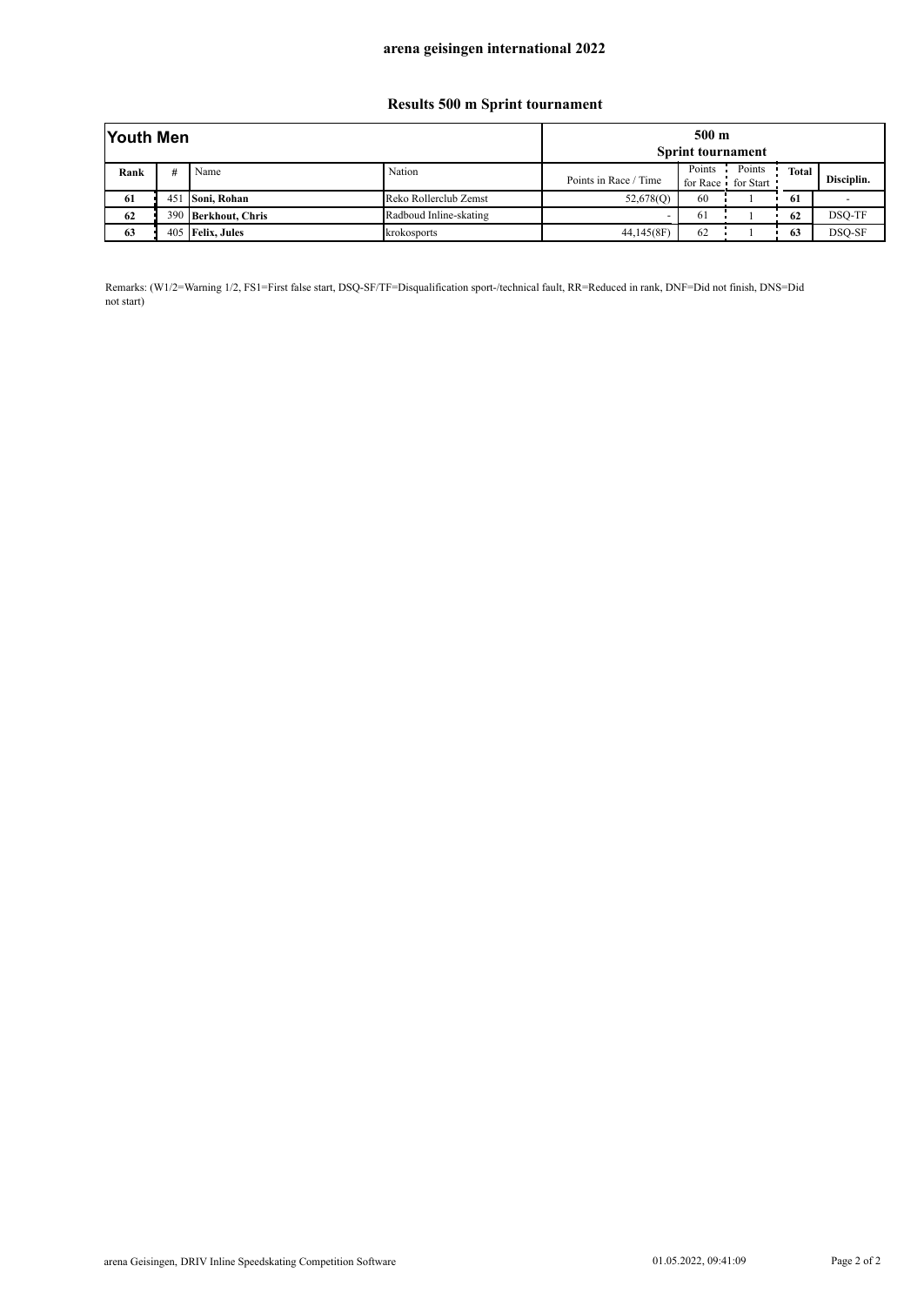## arena geisingen international 2022

### Results 500 m Sprint tournament

| Youth Men | | | | 500 m Sprint tournament | | | | |
|---|---|---|---|---|---|---|---|---|
| Rank | # | Name | Nation | Points in Race / Time | Points for Race | Points for Start | Total | Disciplin. |
| 61 | 451 | **Soni, Rohan** | Reko Rollerclub Zemst | 52,678(Q) | 60 | 1 | 61 | - |
| 62 | 390 | **Berkhout, Chris** | Radboud Inline-skating | - | 61 | 1 | 62 | DSQ-TF |
| 63 | 405 | **Felix, Jules** | krokosports | 44,145(8F) | 62 | 1 | 63 | DSQ-SF |

Remarks: (W1/2=Warning 1/2, FS1=First false start, DSQ-SF/TF=Disqualification sport-/technical fault, RR=Reduced in rank, DNF=Did not finish, DNS=Did not start)

arena Geisingen, DRIV Inline Speedskating Competition Software 01.05.2022, 09:41:09